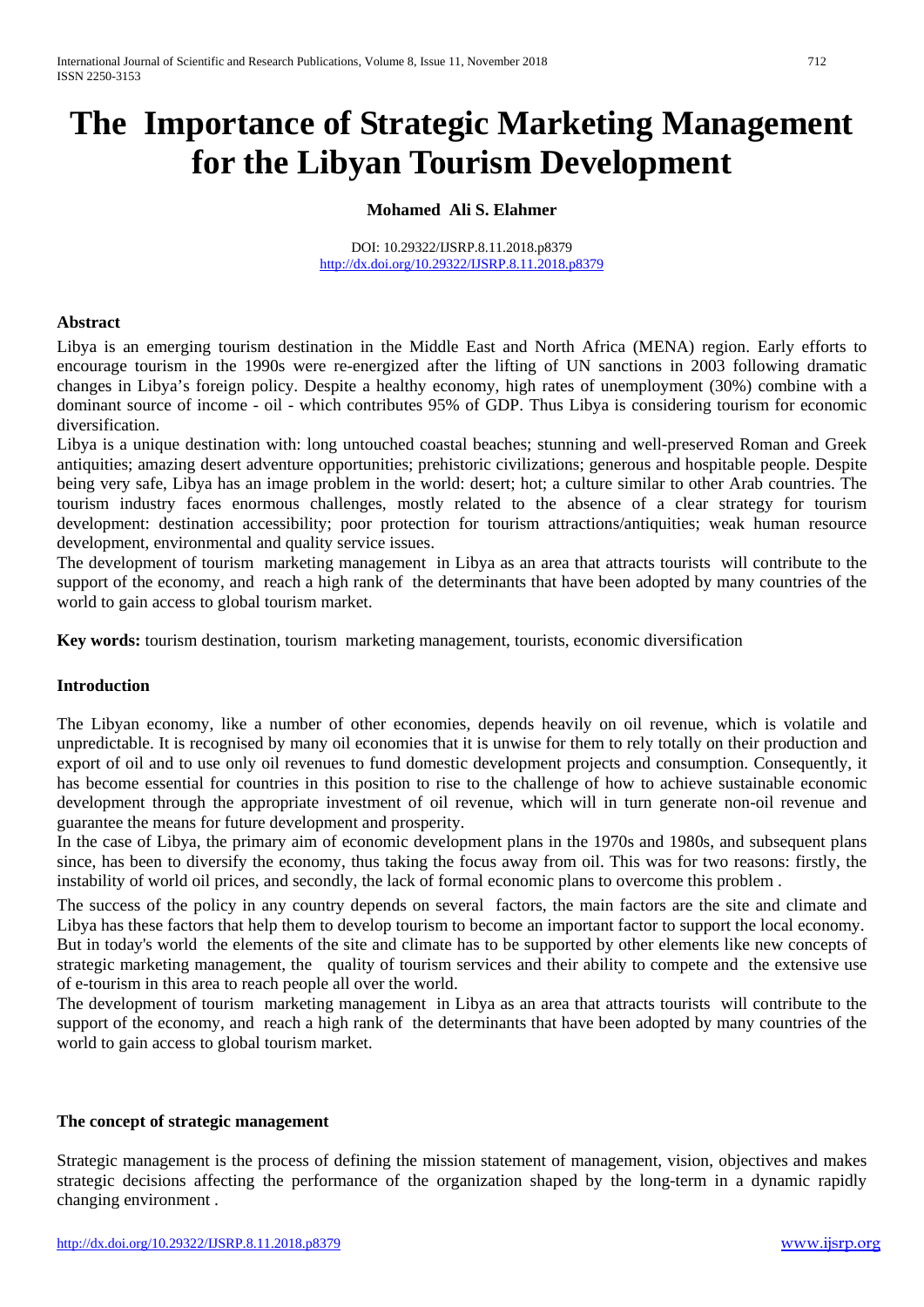# The Importance of Strategic Marketing Management for the Libyan Tourism Development

**Mohamed Ali S. Elahmer**

DOI: 10.29322/IJSRP.8.11.2018.p8379
http://dx.doi.org/10.29322/IJSRP.8.11.2018.p8379

### Abstract

Libya is an emerging tourism destination in the Middle East and North Africa (MENA) region. Early efforts to encourage tourism in the 1990s were re-energized after the lifting of UN sanctions in 2003 following dramatic changes in Libya's foreign policy. Despite a healthy economy, high rates of unemployment (30%) combine with a dominant source of income - oil - which contributes 95% of GDP. Thus Libya is considering tourism for economic diversification.

Libya is a unique destination with: long untouched coastal beaches; stunning and well-preserved Roman and Greek antiquities; amazing desert adventure opportunities; prehistoric civilizations; generous and hospitable people. Despite being very safe, Libya has an image problem in the world: desert; hot; a culture similar to other Arab countries. The tourism industry faces enormous challenges, mostly related to the absence of a clear strategy for tourism development: destination accessibility; poor protection for tourism attractions/antiquities; weak human resource development, environmental and quality service issues.

The development of tourism marketing management in Libya as an area that attracts tourists will contribute to the support of the economy, and reach a high rank of the determinants that have been adopted by many countries of the world to gain access to global tourism market.

**Key words:** tourism destination, tourism marketing management, tourists, economic diversification

### Introduction

The Libyan economy, like a number of other economies, depends heavily on oil revenue, which is volatile and unpredictable. It is recognised by many oil economies that it is unwise for them to rely totally on their production and export of oil and to use only oil revenues to fund domestic development projects and consumption. Consequently, it has become essential for countries in this position to rise to the challenge of how to achieve sustainable economic development through the appropriate investment of oil revenue, which will in turn generate non-oil revenue and guarantee the means for future development and prosperity.

In the case of Libya, the primary aim of economic development plans in the 1970s and 1980s, and subsequent plans since, has been to diversify the economy, thus taking the focus away from oil. This was for two reasons: firstly, the instability of world oil prices, and secondly, the lack of formal economic plans to overcome this problem .

The success of the policy in any country depends on several factors, the main factors are the site and climate and Libya has these factors that help them to develop tourism to become an important factor to support the local economy. But in today's world the elements of the site and climate has to be supported by other elements like new concepts of strategic marketing management, the quality of tourism services and their ability to compete and the extensive use of e-tourism in this area to reach people all over the world.

The development of tourism marketing management in Libya as an area that attracts tourists will contribute to the support of the economy, and reach a high rank of the determinants that have been adopted by many countries of the world to gain access to global tourism market.

### The concept of strategic management

Strategic management is the process of defining the mission statement of management, vision, objectives and makes strategic decisions affecting the performance of the organization shaped by the long-term in a dynamic rapidly changing environment .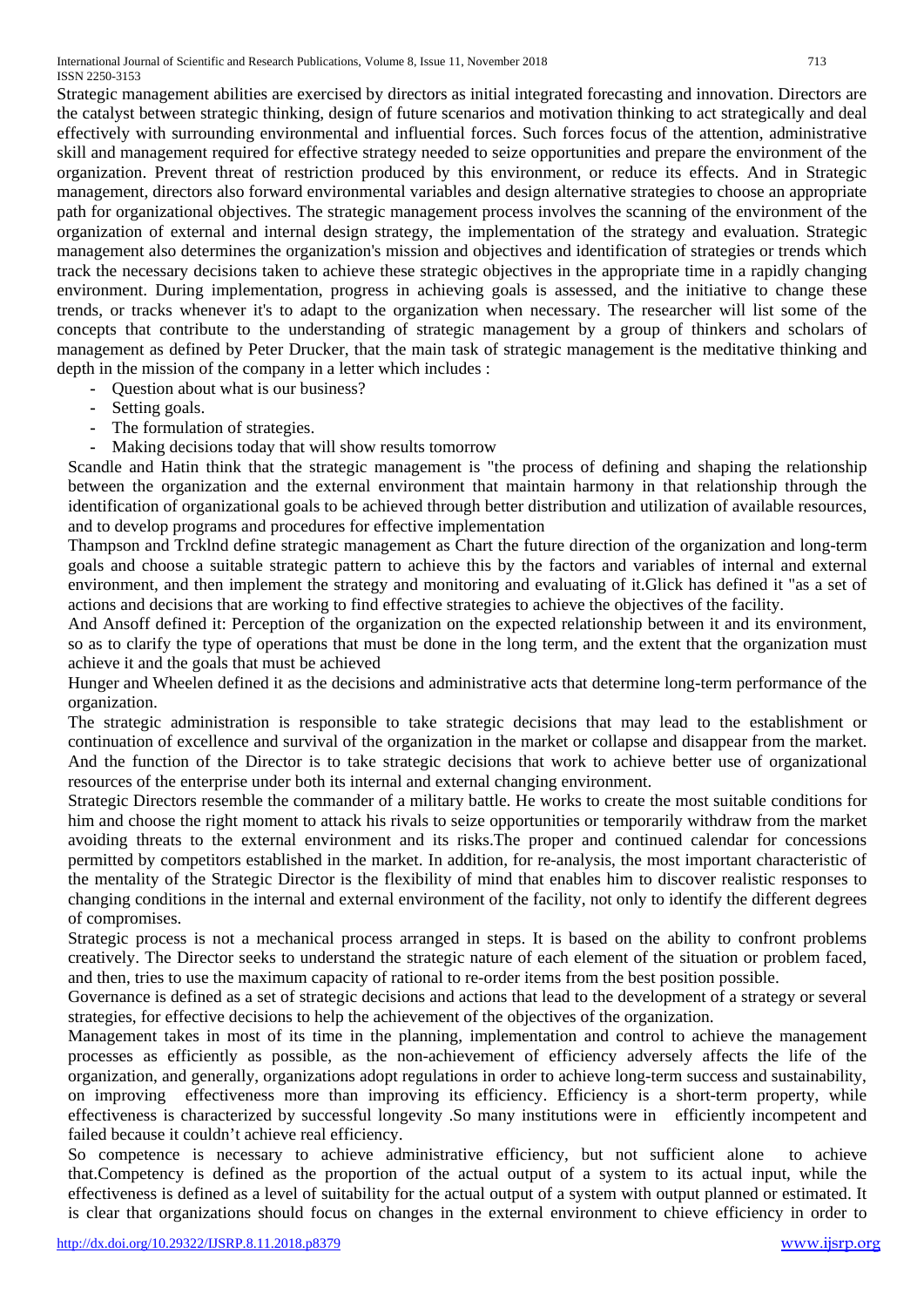Strategic management abilities are exercised by directors as initial integrated forecasting and innovation. Directors are the catalyst between strategic thinking, design of future scenarios and motivation thinking to act strategically and deal effectively with surrounding environmental and influential forces. Such forces focus of the attention, administrative skill and management required for effective strategy needed to seize opportunities and prepare the environment of the organization. Prevent threat of restriction produced by this environment, or reduce its effects. And in Strategic management, directors also forward environmental variables and design alternative strategies to choose an appropriate path for organizational objectives. The strategic management process involves the scanning of the environment of the organization of external and internal design strategy, the implementation of the strategy and evaluation. Strategic management also determines the organization's mission and objectives and identification of strategies or trends which track the necessary decisions taken to achieve these strategic objectives in the appropriate time in a rapidly changing environment. During implementation, progress in achieving goals is assessed, and the initiative to change these trends, or tracks whenever it's to adapt to the organization when necessary. The researcher will list some of the concepts that contribute to the understanding of strategic management by a group of thinkers and scholars of management as defined by Peter Drucker, that the main task of strategic management is the meditative thinking and depth in the mission of the company in a letter which includes :

- Question about what is our business?
- Setting goals.
- The formulation of strategies.
- Making decisions today that will show results tomorrow

Scandle and Hatin think that the strategic management is "the process of defining and shaping the relationship between the organization and the external environment that maintain harmony in that relationship through the identification of organizational goals to be achieved through better distribution and utilization of available resources, and to develop programs and procedures for effective implementation

Thampson and Trcklnd define strategic management as Chart the future direction of the organization and long-term goals and choose a suitable strategic pattern to achieve this by the factors and variables of internal and external environment, and then implement the strategy and monitoring and evaluating of it.Glick has defined it "as a set of actions and decisions that are working to find effective strategies to achieve the objectives of the facility.

And Ansoff defined it: Perception of the organization on the expected relationship between it and its environment, so as to clarify the type of operations that must be done in the long term, and the extent that the organization must achieve it and the goals that must be achieved

Hunger and Wheelen defined it as the decisions and administrative acts that determine long-term performance of the organization.

The strategic administration is responsible to take strategic decisions that may lead to the establishment or continuation of excellence and survival of the organization in the market or collapse and disappear from the market. And the function of the Director is to take strategic decisions that work to achieve better use of organizational resources of the enterprise under both its internal and external changing environment.

Strategic Directors resemble the commander of a military battle. He works to create the most suitable conditions for him and choose the right moment to attack his rivals to seize opportunities or temporarily withdraw from the market avoiding threats to the external environment and its risks.The proper and continued calendar for concessions permitted by competitors established in the market. In addition, for re-analysis, the most important characteristic of the mentality of the Strategic Director is the flexibility of mind that enables him to discover realistic responses to changing conditions in the internal and external environment of the facility, not only to identify the different degrees of compromises.

Strategic process is not a mechanical process arranged in steps. It is based on the ability to confront problems creatively. The Director seeks to understand the strategic nature of each element of the situation or problem faced, and then, tries to use the maximum capacity of rational to re-order items from the best position possible.

Governance is defined as a set of strategic decisions and actions that lead to the development of a strategy or several strategies, for effective decisions to help the achievement of the objectives of the organization.

Management takes in most of its time in the planning, implementation and control to achieve the management processes as efficiently as possible, as the non-achievement of efficiency adversely affects the life of the organization, and generally, organizations adopt regulations in order to achieve long-term success and sustainability, on improving effectiveness more than improving its efficiency. Efficiency is a short-term property, while effectiveness is characterized by successful longevity .So many institutions were in efficiently incompetent and failed because it couldn't achieve real efficiency.

So competence is necessary to achieve administrative efficiency, but not sufficient alone to achieve that.Competency is defined as the proportion of the actual output of a system to its actual input, while the effectiveness is defined as a level of suitability for the actual output of a system with output planned or estimated. It is clear that organizations should focus on changes in the external environment to chieve efficiency in order to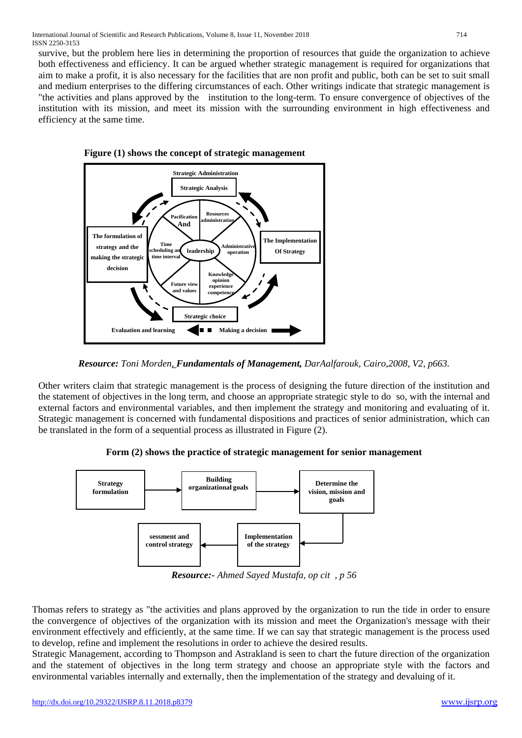survive, but the problem here lies in determining the proportion of resources that guide the organization to achieve both effectiveness and efficiency. It can be argued whether strategic management is required for organizations that aim to make a profit, it is also necessary for the facilities that are non profit and public, both can be set to suit small and medium enterprises to the differing circumstances of each. Other writings indicate that strategic management is "the activities and plans approved by the institution to the long-term. To ensure convergence of objectives of the institution with its mission, and meet its mission with the surrounding environment in high effectiveness and efficiency at the same time.

**Figure (1) shows the concept of strategic management**

Strategic Administration
Strategic Analysis
The formulation of strategy and the making the strategic decision
The Implementation Of Strategy
Pacification And
Resources administration
Time scheduling and time interval
leadership
Administrative operation
Future view and values
Knowledge opinion experience competence
Strategic choice
Evaluation and learning
Making a decision

***Resource:*** *Toni Morden, **Fundamentals of Management,** DarAalfarouk, Cairo,2008, V2, p663.*

Other writers claim that strategic management is the process of designing the future direction of the institution and the statement of objectives in the long term, and choose an appropriate strategic style to do so, with the internal and external factors and environmental variables, and then implement the strategy and monitoring and evaluating of it. Strategic management is concerned with fundamental dispositions and practices of senior administration, which can be translated in the form of a sequential process as illustrated in Figure (2).

**Form (2) shows the practice of strategic management for senior management**

Strategy formulation
Building organizational goals
Determine the vision, mission and goals
Implementation of the strategy
sessment and control strategy

***Resource:-*** *Ahmed Sayed Mustafa, op cit , p 56*

Thomas refers to strategy as "the activities and plans approved by the organization to run the tide in order to ensure the convergence of objectives of the organization with its mission and meet the Organization's message with their environment effectively and efficiently, at the same time. If we can say that strategic management is the process used to develop, refine and implement the resolutions in order to achieve the desired results.

Strategic Management, according to Thompson and Astrakland is seen to chart the future direction of the organization and the statement of objectives in the long term strategy and choose an appropriate style with the factors and environmental variables internally and externally, then the implementation of the strategy and devaluing of it.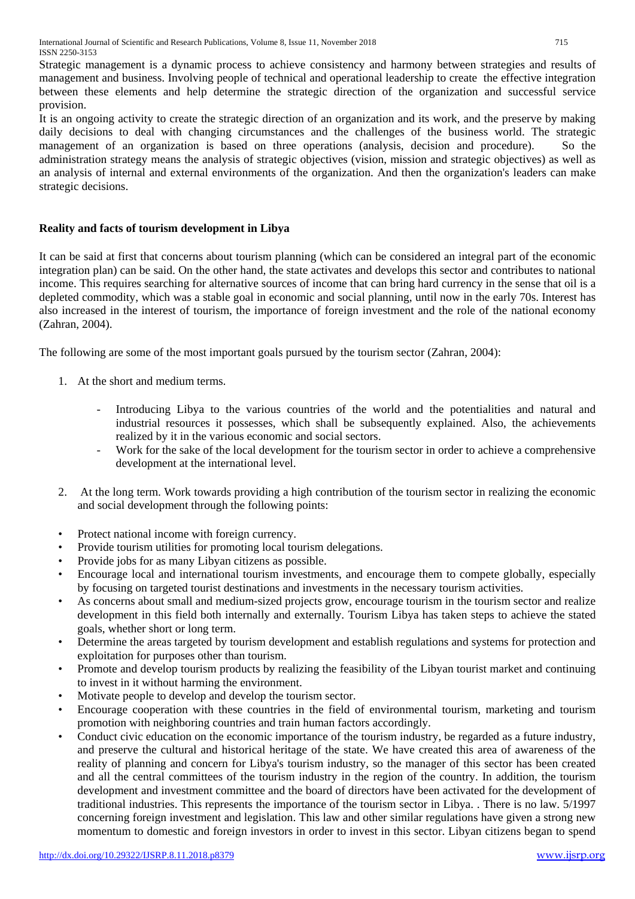Strategic management is a dynamic process to achieve consistency and harmony between strategies and results of management and business. Involving people of technical and operational leadership to create the effective integration between these elements and help determine the strategic direction of the organization and successful service provision.

It is an ongoing activity to create the strategic direction of an organization and its work, and the preserve by making daily decisions to deal with changing circumstances and the challenges of the business world. The strategic management of an organization is based on three operations (analysis, decision and procedure). So the administration strategy means the analysis of strategic objectives (vision, mission and strategic objectives) as well as an analysis of internal and external environments of the organization. And then the organization's leaders can make strategic decisions.

**Reality and facts of tourism development in Libya**

It can be said at first that concerns about tourism planning (which can be considered an integral part of the economic integration plan) can be said. On the other hand, the state activates and develops this sector and contributes to national income. This requires searching for alternative sources of income that can bring hard currency in the sense that oil is a depleted commodity, which was a stable goal in economic and social planning, until now in the early 70s. Interest has also increased in the interest of tourism, the importance of foreign investment and the role of the national economy (Zahran, 2004).

The following are some of the most important goals pursued by the tourism sector (Zahran, 2004):

1. At the short and medium terms.
   - Introducing Libya to the various countries of the world and the potentialities and natural and industrial resources it possesses, which shall be subsequently explained. Also, the achievements realized by it in the various economic and social sectors.
   - Work for the sake of the local development for the tourism sector in order to achieve a comprehensive development at the international level.
2. At the long term. Work towards providing a high contribution of the tourism sector in realizing the economic and social development through the following points:

- Protect national income with foreign currency.
- Provide tourism utilities for promoting local tourism delegations.
- Provide jobs for as many Libyan citizens as possible.
- Encourage local and international tourism investments, and encourage them to compete globally, especially by focusing on targeted tourist destinations and investments in the necessary tourism activities.
- As concerns about small and medium-sized projects grow, encourage tourism in the tourism sector and realize development in this field both internally and externally. Tourism Libya has taken steps to achieve the stated goals, whether short or long term.
- Determine the areas targeted by tourism development and establish regulations and systems for protection and exploitation for purposes other than tourism.
- Promote and develop tourism products by realizing the feasibility of the Libyan tourist market and continuing to invest in it without harming the environment.
- Motivate people to develop and develop the tourism sector.
- Encourage cooperation with these countries in the field of environmental tourism, marketing and tourism promotion with neighboring countries and train human factors accordingly.
- Conduct civic education on the economic importance of the tourism industry, be regarded as a future industry, and preserve the cultural and historical heritage of the state. We have created this area of awareness of the reality of planning and concern for Libya's tourism industry, so the manager of this sector has been created and all the central committees of the tourism industry in the region of the country. In addition, the tourism development and investment committee and the board of directors have been activated for the development of traditional industries. This represents the importance of the tourism sector in Libya. . There is no law. 5/1997 concerning foreign investment and legislation. This law and other similar regulations have given a strong new momentum to domestic and foreign investors in order to invest in this sector. Libyan citizens began to spend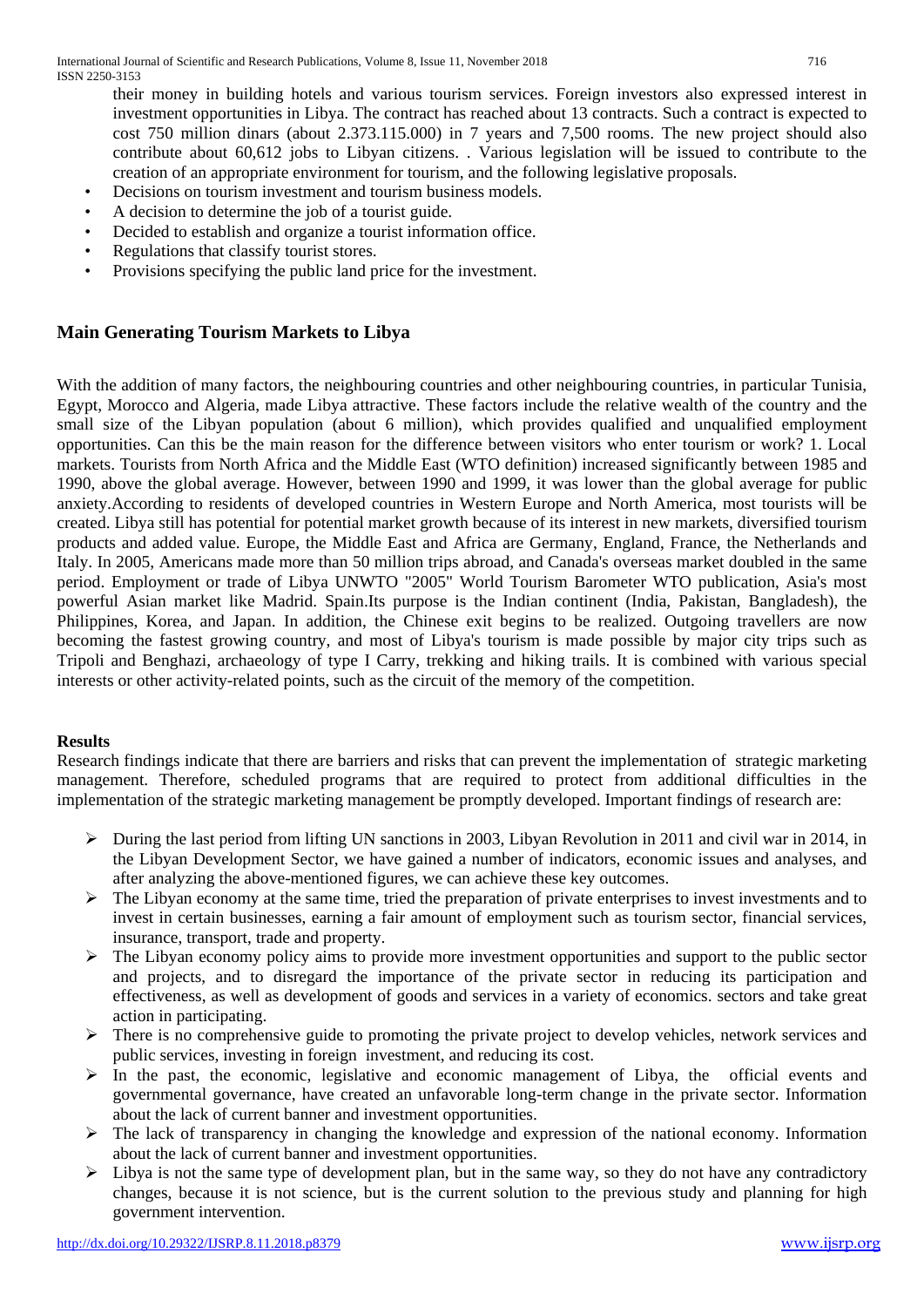their money in building hotels and various tourism services. Foreign investors also expressed interest in investment opportunities in Libya. The contract has reached about 13 contracts. Such a contract is expected to cost 750 million dinars (about 2.373.115.000) in 7 years and 7,500 rooms. The new project should also contribute about 60,612 jobs to Libyan citizens. . Various legislation will be issued to contribute to the creation of an appropriate environment for tourism, and the following legislative proposals.

- Decisions on tourism investment and tourism business models.
- A decision to determine the job of a tourist guide.
- Decided to establish and organize a tourist information office.
- Regulations that classify tourist stores.
- Provisions specifying the public land price for the investment.

## Main Generating Tourism Markets to Libya

With the addition of many factors, the neighbouring countries and other neighbouring countries, in particular Tunisia, Egypt, Morocco and Algeria, made Libya attractive. These factors include the relative wealth of the country and the small size of the Libyan population (about 6 million), which provides qualified and unqualified employment opportunities. Can this be the main reason for the difference between visitors who enter tourism or work? 1. Local markets. Tourists from North Africa and the Middle East (WTO definition) increased significantly between 1985 and 1990, above the global average. However, between 1990 and 1999, it was lower than the global average for public anxiety.According to residents of developed countries in Western Europe and North America, most tourists will be created. Libya still has potential for potential market growth because of its interest in new markets, diversified tourism products and added value. Europe, the Middle East and Africa are Germany, England, France, the Netherlands and Italy. In 2005, Americans made more than 50 million trips abroad, and Canada's overseas market doubled in the same period. Employment or trade of Libya UNWTO "2005" World Tourism Barometer WTO publication, Asia's most powerful Asian market like Madrid. Spain.Its purpose is the Indian continent (India, Pakistan, Bangladesh), the Philippines, Korea, and Japan. In addition, the Chinese exit begins to be realized. Outgoing travellers are now becoming the fastest growing country, and most of Libya's tourism is made possible by major city trips such as Tripoli and Benghazi, archaeology of type I Carry, trekking and hiking trails. It is combined with various special interests or other activity-related points, such as the circuit of the memory of the competition.

**Results**

Research findings indicate that there are barriers and risks that can prevent the implementation of strategic marketing management. Therefore, scheduled programs that are required to protect from additional difficulties in the implementation of the strategic marketing management be promptly developed. Important findings of research are:

- During the last period from lifting UN sanctions in 2003, Libyan Revolution in 2011 and civil war in 2014, in the Libyan Development Sector, we have gained a number of indicators, economic issues and analyses, and after analyzing the above-mentioned figures, we can achieve these key outcomes.
- The Libyan economy at the same time, tried the preparation of private enterprises to invest investments and to invest in certain businesses, earning a fair amount of employment such as tourism sector, financial services, insurance, transport, trade and property.
- The Libyan economy policy aims to provide more investment opportunities and support to the public sector and projects, and to disregard the importance of the private sector in reducing its participation and effectiveness, as well as development of goods and services in a variety of economics. sectors and take great action in participating.
- There is no comprehensive guide to promoting the private project to develop vehicles, network services and public services, investing in foreign investment, and reducing its cost.
- In the past, the economic, legislative and economic management of Libya, the official events and governmental governance, have created an unfavorable long-term change in the private sector. Information about the lack of current banner and investment opportunities.
- The lack of transparency in changing the knowledge and expression of the national economy. Information about the lack of current banner and investment opportunities.
- Libya is not the same type of development plan, but in the same way, so they do not have any contradictory changes, because it is not science, but is the current solution to the previous study and planning for high government intervention.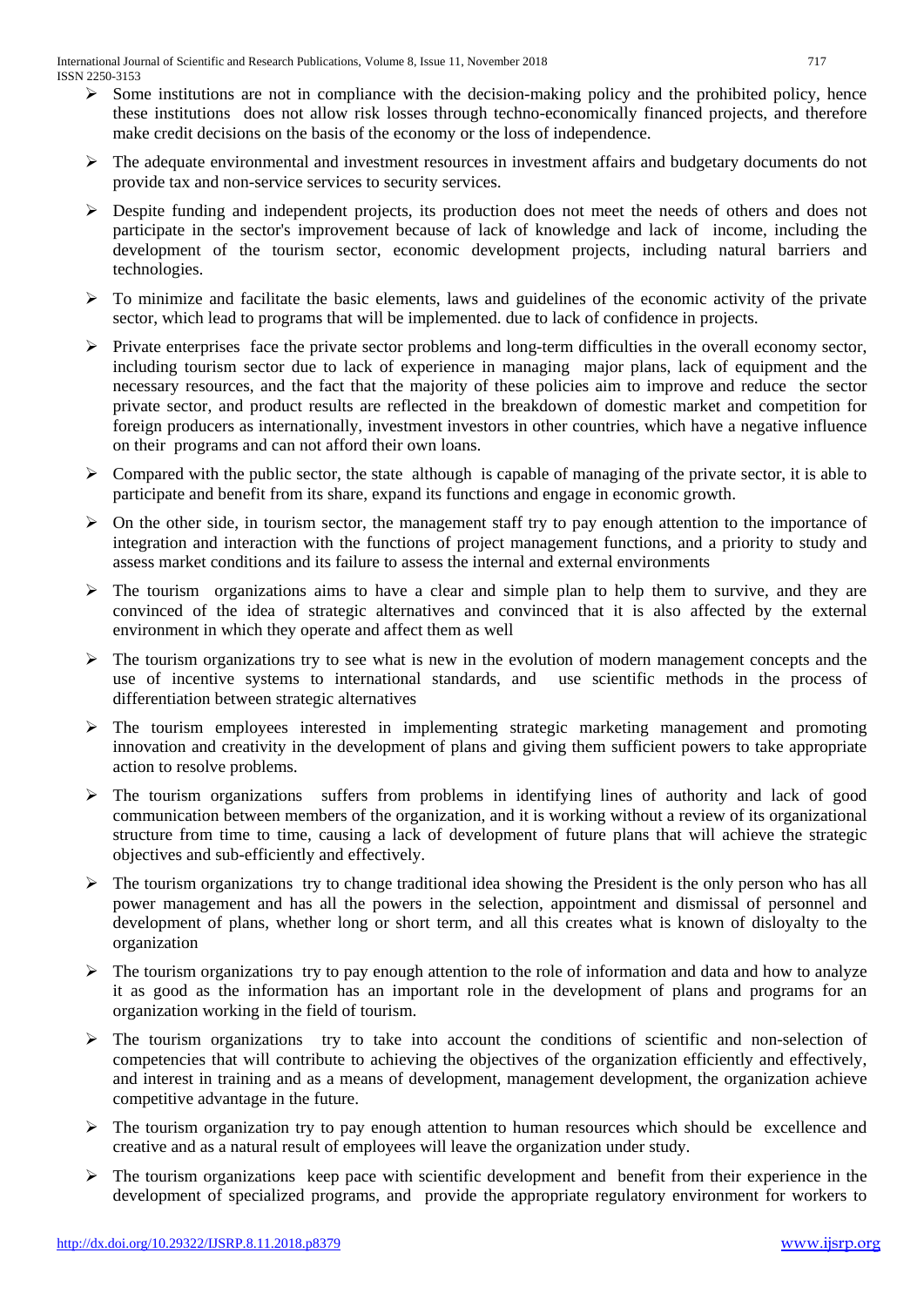- Some institutions are not in compliance with the decision-making policy and the prohibited policy, hence these institutions does not allow risk losses through techno-economically financed projects, and therefore make credit decisions on the basis of the economy or the loss of independence.
- The adequate environmental and investment resources in investment affairs and budgetary documents do not provide tax and non-service services to security services.
- Despite funding and independent projects, its production does not meet the needs of others and does not participate in the sector's improvement because of lack of knowledge and lack of income, including the development of the tourism sector, economic development projects, including natural barriers and technologies.
- To minimize and facilitate the basic elements, laws and guidelines of the economic activity of the private sector, which lead to programs that will be implemented. due to lack of confidence in projects.
- Private enterprises face the private sector problems and long-term difficulties in the overall economy sector, including tourism sector due to lack of experience in managing major plans, lack of equipment and the necessary resources, and the fact that the majority of these policies aim to improve and reduce the sector private sector, and product results are reflected in the breakdown of domestic market and competition for foreign producers as internationally, investment investors in other countries, which have a negative influence on their programs and can not afford their own loans.
- Compared with the public sector, the state although is capable of managing of the private sector, it is able to participate and benefit from its share, expand its functions and engage in economic growth.
- On the other side, in tourism sector, the management staff try to pay enough attention to the importance of integration and interaction with the functions of project management functions, and a priority to study and assess market conditions and its failure to assess the internal and external environments
- The tourism organizations aims to have a clear and simple plan to help them to survive, and they are convinced of the idea of strategic alternatives and convinced that it is also affected by the external environment in which they operate and affect them as well
- The tourism organizations try to see what is new in the evolution of modern management concepts and the use of incentive systems to international standards, and use scientific methods in the process of differentiation between strategic alternatives
- The tourism employees interested in implementing strategic marketing management and promoting innovation and creativity in the development of plans and giving them sufficient powers to take appropriate action to resolve problems.
- The tourism organizations suffers from problems in identifying lines of authority and lack of good communication between members of the organization, and it is working without a review of its organizational structure from time to time, causing a lack of development of future plans that will achieve the strategic objectives and sub-efficiently and effectively.
- The tourism organizations try to change traditional idea showing the President is the only person who has all power management and has all the powers in the selection, appointment and dismissal of personnel and development of plans, whether long or short term, and all this creates what is known of disloyalty to the organization
- The tourism organizations try to pay enough attention to the role of information and data and how to analyze it as good as the information has an important role in the development of plans and programs for an organization working in the field of tourism.
- The tourism organizations try to take into account the conditions of scientific and non-selection of competencies that will contribute to achieving the objectives of the organization efficiently and effectively, and interest in training and as a means of development, management development, the organization achieve competitive advantage in the future.
- The tourism organization try to pay enough attention to human resources which should be excellence and creative and as a natural result of employees will leave the organization under study.
- The tourism organizations keep pace with scientific development and benefit from their experience in the development of specialized programs, and provide the appropriate regulatory environment for workers to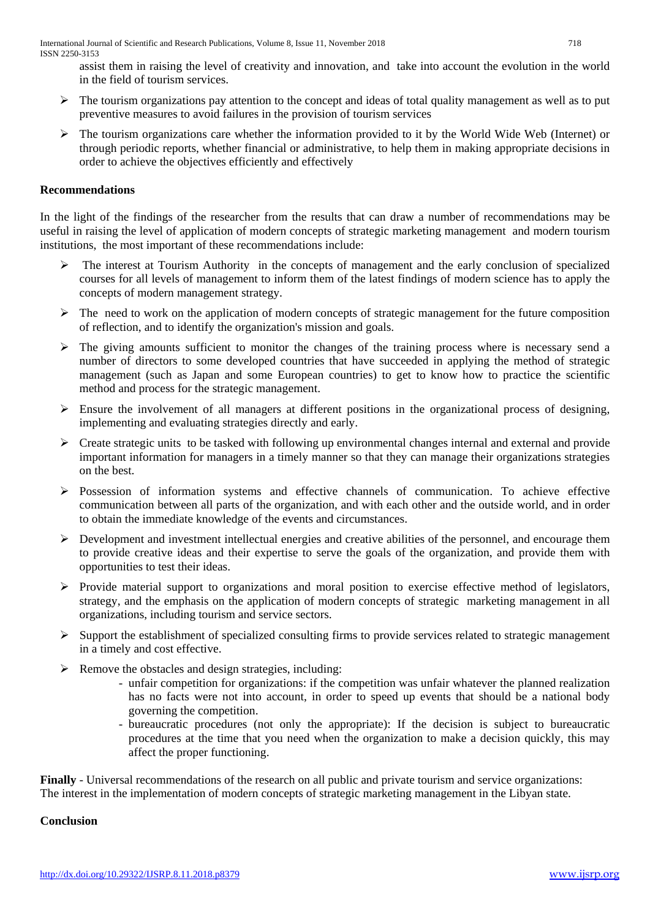assist them in raising the level of creativity and innovation, and take into account the evolution in the world in the field of tourism services.

- The tourism organizations pay attention to the concept and ideas of total quality management as well as to put preventive measures to avoid failures in the provision of tourism services
- The tourism organizations care whether the information provided to it by the World Wide Web (Internet) or through periodic reports, whether financial or administrative, to help them in making appropriate decisions in order to achieve the objectives efficiently and effectively

**Recommendations**

In the light of the findings of the researcher from the results that can draw a number of recommendations may be useful in raising the level of application of modern concepts of strategic marketing management and modern tourism institutions, the most important of these recommendations include:

- The interest at Tourism Authority in the concepts of management and the early conclusion of specialized courses for all levels of management to inform them of the latest findings of modern science has to apply the concepts of modern management strategy.
- The need to work on the application of modern concepts of strategic management for the future composition of reflection, and to identify the organization's mission and goals.
- The giving amounts sufficient to monitor the changes of the training process where is necessary send a number of directors to some developed countries that have succeeded in applying the method of strategic management (such as Japan and some European countries) to get to know how to practice the scientific method and process for the strategic management.
- Ensure the involvement of all managers at different positions in the organizational process of designing, implementing and evaluating strategies directly and early.
- Create strategic units to be tasked with following up environmental changes internal and external and provide important information for managers in a timely manner so that they can manage their organizations strategies on the best.
- Possession of information systems and effective channels of communication. To achieve effective communication between all parts of the organization, and with each other and the outside world, and in order to obtain the immediate knowledge of the events and circumstances.
- Development and investment intellectual energies and creative abilities of the personnel, and encourage them to provide creative ideas and their expertise to serve the goals of the organization, and provide them with opportunities to test their ideas.
- Provide material support to organizations and moral position to exercise effective method of legislators, strategy, and the emphasis on the application of modern concepts of strategic marketing management in all organizations, including tourism and service sectors.
- Support the establishment of specialized consulting firms to provide services related to strategic management in a timely and cost effective.
- Remove the obstacles and design strategies, including:
    - unfair competition for organizations: if the competition was unfair whatever the planned realization has no facts were not into account, in order to speed up events that should be a national body governing the competition.
    - bureaucratic procedures (not only the appropriate): If the decision is subject to bureaucratic procedures at the time that you need when the organization to make a decision quickly, this may affect the proper functioning.

**Finally** - Universal recommendations of the research on all public and private tourism and service organizations: The interest in the implementation of modern concepts of strategic marketing management in the Libyan state.

**Conclusion**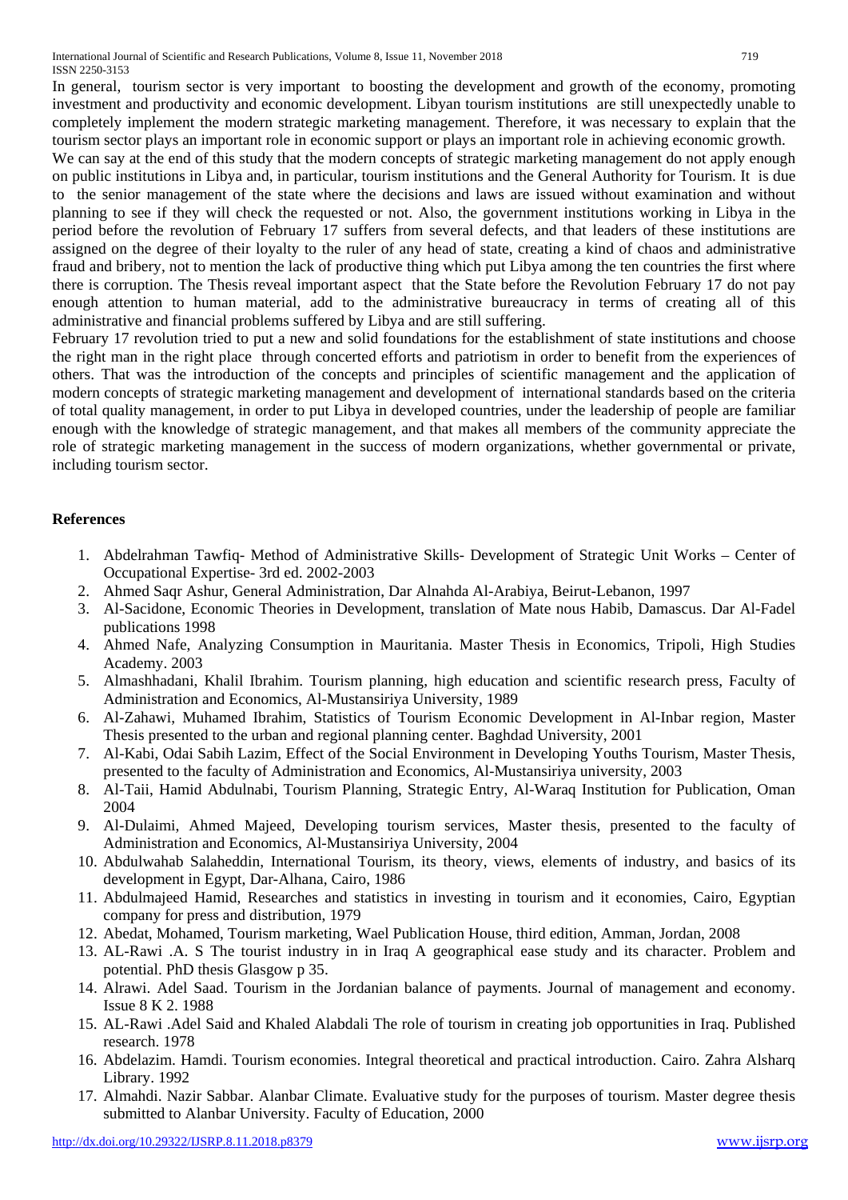In general, tourism sector is very important to boosting the development and growth of the economy, promoting investment and productivity and economic development. Libyan tourism institutions are still unexpectedly unable to completely implement the modern strategic marketing management. Therefore, it was necessary to explain that the tourism sector plays an important role in economic support or plays an important role in achieving economic growth.

We can say at the end of this study that the modern concepts of strategic marketing management do not apply enough on public institutions in Libya and, in particular, tourism institutions and the General Authority for Tourism. It is due to the senior management of the state where the decisions and laws are issued without examination and without planning to see if they will check the requested or not. Also, the government institutions working in Libya in the period before the revolution of February 17 suffers from several defects, and that leaders of these institutions are assigned on the degree of their loyalty to the ruler of any head of state, creating a kind of chaos and administrative fraud and bribery, not to mention the lack of productive thing which put Libya among the ten countries the first where there is corruption. The Thesis reveal important aspect that the State before the Revolution February 17 do not pay enough attention to human material, add to the administrative bureaucracy in terms of creating all of this administrative and financial problems suffered by Libya and are still suffering.

February 17 revolution tried to put a new and solid foundations for the establishment of state institutions and choose the right man in the right place through concerted efforts and patriotism in order to benefit from the experiences of others. That was the introduction of the concepts and principles of scientific management and the application of modern concepts of strategic marketing management and development of international standards based on the criteria of total quality management, in order to put Libya in developed countries, under the leadership of people are familiar enough with the knowledge of strategic management, and that makes all members of the community appreciate the role of strategic marketing management in the success of modern organizations, whether governmental or private, including tourism sector.

## References

1. Abdelrahman Tawfiq- Method of Administrative Skills- Development of Strategic Unit Works – Center of Occupational Expertise- 3rd ed. 2002-2003
2. Ahmed Saqr Ashur, General Administration, Dar Alnahda Al-Arabiya, Beirut-Lebanon, 1997
3. Al-Sacidone, Economic Theories in Development, translation of Mate nous Habib, Damascus. Dar Al-Fadel publications 1998
4. Ahmed Nafe, Analyzing Consumption in Mauritania. Master Thesis in Economics, Tripoli, High Studies Academy. 2003
5. Almashhadani, Khalil Ibrahim. Tourism planning, high education and scientific research press, Faculty of Administration and Economics, Al-Mustansiriya University, 1989
6. Al-Zahawi, Muhamed Ibrahim, Statistics of Tourism Economic Development in Al-Inbar region, Master Thesis presented to the urban and regional planning center. Baghdad University, 2001
7. Al-Kabi, Odai Sabih Lazim, Effect of the Social Environment in Developing Youths Tourism, Master Thesis, presented to the faculty of Administration and Economics, Al-Mustansiriya university, 2003
8. Al-Taii, Hamid Abdulnabi, Tourism Planning, Strategic Entry, Al-Waraq Institution for Publication, Oman 2004
9. Al-Dulaimi, Ahmed Majeed, Developing tourism services, Master thesis, presented to the faculty of Administration and Economics, Al-Mustansiriya University, 2004
10. Abdulwahab Salaheddin, International Tourism, its theory, views, elements of industry, and basics of its development in Egypt, Dar-Alhana, Cairo, 1986
11. Abdulmajeed Hamid, Researches and statistics in investing in tourism and it economies, Cairo, Egyptian company for press and distribution, 1979
12. Abedat, Mohamed, Tourism marketing, Wael Publication House, third edition, Amman, Jordan, 2008
13. AL-Rawi .A. S The tourist industry in in Iraq A geographical ease study and its character. Problem and potential. PhD thesis Glasgow p 35.
14. Alrawi. Adel Saad. Tourism in the Jordanian balance of payments. Journal of management and economy. Issue 8 K 2. 1988
15. AL-Rawi .Adel Said and Khaled Alabdali The role of tourism in creating job opportunities in Iraq. Published research. 1978
16. Abdelazim. Hamdi. Tourism economies. Integral theoretical and practical introduction. Cairo. Zahra Alsharq Library. 1992
17. Almahdi. Nazir Sabbar. Alanbar Climate. Evaluative study for the purposes of tourism. Master degree thesis submitted to Alanbar University. Faculty of Education, 2000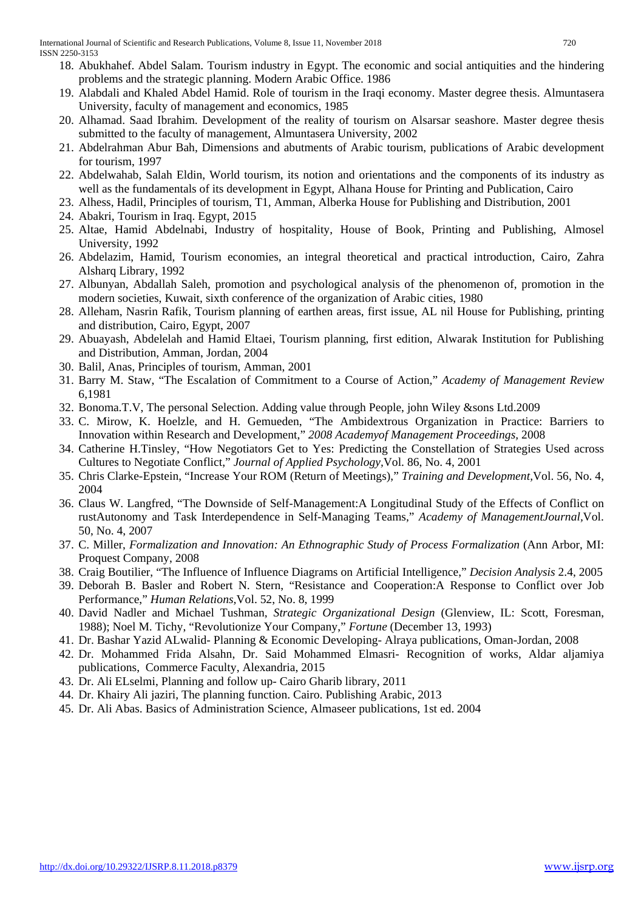18. Abukhahef. Abdel Salam. Tourism industry in Egypt. The economic and social antiquities and the hindering problems and the strategic planning. Modern Arabic Office. 1986
19. Alabdali and Khaled Abdel Hamid. Role of tourism in the Iraqi economy. Master degree thesis. Almuntasera University, faculty of management and economics, 1985
20. Alhamad. Saad Ibrahim. Development of the reality of tourism on Alsarsar seashore. Master degree thesis submitted to the faculty of management, Almuntasera University, 2002
21. Abdelrahman Abur Bah, Dimensions and abutments of Arabic tourism, publications of Arabic development for tourism, 1997
22. Abdelwahab, Salah Eldin, World tourism, its notion and orientations and the components of its industry as well as the fundamentals of its development in Egypt, Alhana House for Printing and Publication, Cairo
23. Alhess, Hadil, Principles of tourism, T1, Amman, Alberka House for Publishing and Distribution, 2001
24. Abakri, Tourism in Iraq. Egypt, 2015
25. Altae, Hamid Abdelnabi, Industry of hospitality, House of Book, Printing and Publishing, Almosel University, 1992
26. Abdelazim, Hamid, Tourism economies, an integral theoretical and practical introduction, Cairo, Zahra Alsharq Library, 1992
27. Albunyan, Abdallah Saleh, promotion and psychological analysis of the phenomenon of, promotion in the modern societies, Kuwait, sixth conference of the organization of Arabic cities, 1980
28. Alleham, Nasrin Rafik, Tourism planning of earthen areas, first issue, AL nil House for Publishing, printing and distribution, Cairo, Egypt, 2007
29. Abuayash, Abdelelah and Hamid Eltaei, Tourism planning, first edition, Alwarak Institution for Publishing and Distribution, Amman, Jordan, 2004
30. Balil, Anas, Principles of tourism, Amman, 2001
31. Barry M. Staw, "The Escalation of Commitment to a Course of Action," *Academy of Management Review* 6,1981
32. Bonoma.T.V, The personal Selection. Adding value through People, john Wiley &sons Ltd.2009
33. C. Mirow, K. Hoelzle, and H. Gemueden, "The Ambidextrous Organization in Practice: Barriers to Innovation within Research and Development," *2008 Academyof Management Proceedings*, 2008
34. Catherine H.Tinsley, "How Negotiators Get to Yes: Predicting the Constellation of Strategies Used across Cultures to Negotiate Conflict," *Journal of Applied Psychology*,Vol. 86, No. 4, 2001
35. Chris Clarke-Epstein, "Increase Your ROM (Return of Meetings)," *Training and Development*,Vol. 56, No. 4, 2004
36. Claus W. Langfred, "The Downside of Self-Management:A Longitudinal Study of the Effects of Conflict on rustAutonomy and Task Interdependence in Self-Managing Teams," *Academy of ManagementJournal*,Vol. 50, No. 4, 2007
37. C. Miller, *Formalization and Innovation: An Ethnographic Study of Process Formalization* (Ann Arbor, MI: Proquest Company, 2008
38. Craig Boutilier, "The Influence of Influence Diagrams on Artificial Intelligence," *Decision Analysis* 2.4, 2005
39. Deborah B. Basler and Robert N. Stern, "Resistance and Cooperation:A Response to Conflict over Job Performance," *Human Relations*,Vol. 52, No. 8, 1999
40. David Nadler and Michael Tushman, *Strategic Organizational Design* (Glenview, IL: Scott, Foresman, 1988); Noel M. Tichy, "Revolutionize Your Company," *Fortune* (December 13, 1993)
41. Dr. Bashar Yazid ALwalid- Planning & Economic Developing- Alraya publications, Oman-Jordan, 2008
42. Dr. Mohammed Frida Alsahn, Dr. Said Mohammed Elmasri- Recognition of works, Aldar aljamiya publications, Commerce Faculty, Alexandria, 2015
43. Dr. Ali ELselmi, Planning and follow up- Cairo Gharib library, 2011
44. Dr. Khairy Ali jaziri, The planning function. Cairo. Publishing Arabic, 2013
45. Dr. Ali Abas. Basics of Administration Science, Almaseer publications, 1st ed. 2004